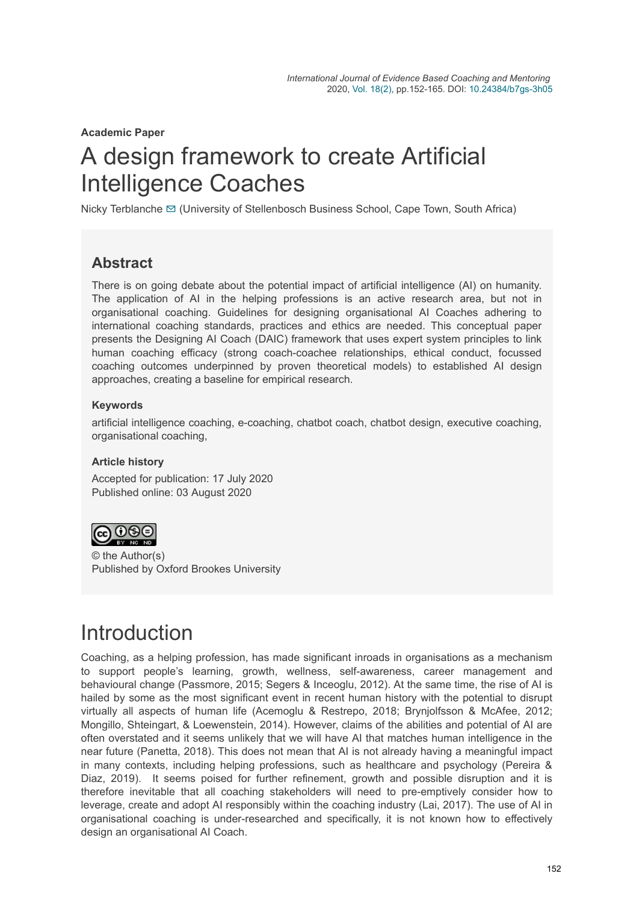**Academic Paper**

# A design framework to create Artificial Intelligence Coaches

Nicky Terblanche (University of Stellenbosch Business School, Cape Town, South Africa)

## Abstract

There is on going debate about the potential impact of artificial intelligence (AI) on humanity. The application of AI in the helping professions is an active research area, but not in organisational coaching. Guidelines for designing organisational AI Coaches adhering to international coaching standards, practices and ethics are needed. This conceptual paper presents the Designing AI Coach (DAIC) framework that uses expert system principles to link human coaching efficacy (strong coach-coachee relationships, ethical conduct, focussed coaching outcomes underpinned by proven theoretical models) to established AI design approaches, creating a baseline for empirical research.

### Keywords

artificial intelligence coaching, e-coaching, chatbot coach, chatbot design, executive coaching, organisational coaching,

### Article history

Accepted for publication: 17 July 2020
Published online: 03 August 2020

© the Author(s)
Published by Oxford Brookes University

# Introduction

Coaching, as a helping profession, has made significant inroads in organisations as a mechanism to support people's learning, growth, wellness, self-awareness, career management and behavioural change (Passmore, 2015; Segers & Inceoglu, 2012). At the same time, the rise of AI is hailed by some as the most significant event in recent human history with the potential to disrupt virtually all aspects of human life (Acemoglu & Restrepo, 2018; Brynjolfsson & McAfee, 2012; Mongillo, Shteingart, & Loewenstein, 2014). However, claims of the abilities and potential of AI are often overstated and it seems unlikely that we will have AI that matches human intelligence in the near future (Panetta, 2018). This does not mean that AI is not already having a meaningful impact in many contexts, including helping professions, such as healthcare and psychology (Pereira & Diaz, 2019). It seems poised for further refinement, growth and possible disruption and it is therefore inevitable that all coaching stakeholders will need to pre-emptively consider how to leverage, create and adopt AI responsibly within the coaching industry (Lai, 2017). The use of AI in organisational coaching is under-researched and specifically, it is not known how to effectively design an organisational AI Coach.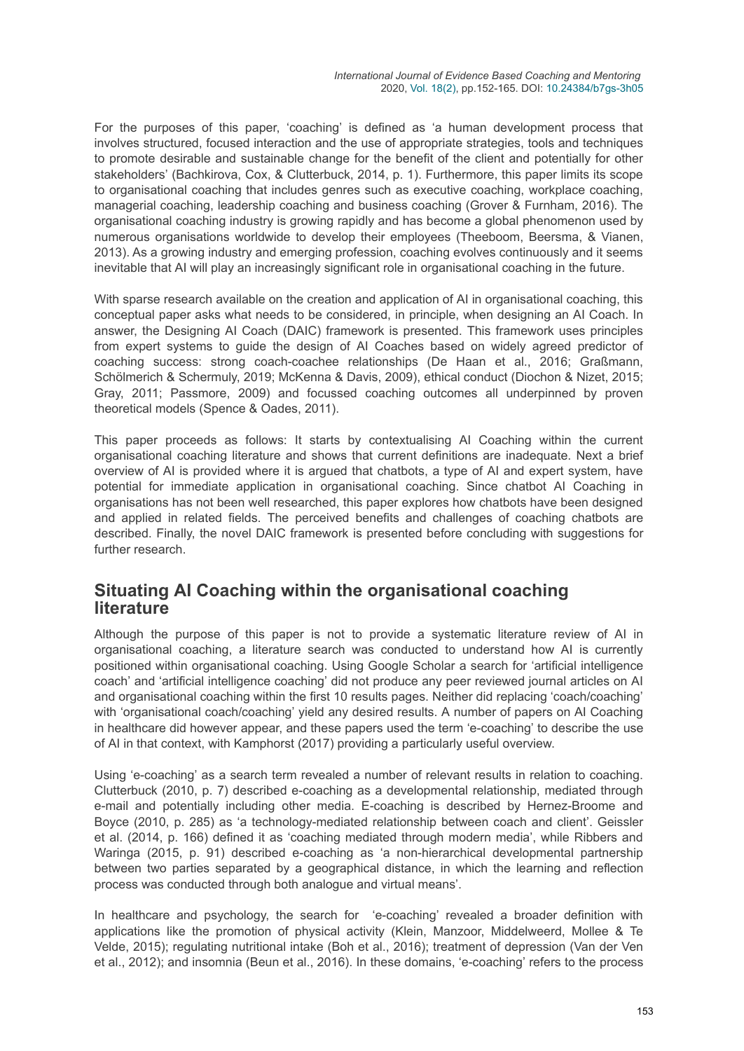For the purposes of this paper, 'coaching' is defined as 'a human development process that involves structured, focused interaction and the use of appropriate strategies, tools and techniques to promote desirable and sustainable change for the benefit of the client and potentially for other stakeholders' (Bachkirova, Cox, & Clutterbuck, 2014, p. 1). Furthermore, this paper limits its scope to organisational coaching that includes genres such as executive coaching, workplace coaching, managerial coaching, leadership coaching and business coaching (Grover & Furnham, 2016). The organisational coaching industry is growing rapidly and has become a global phenomenon used by numerous organisations worldwide to develop their employees (Theeboom, Beersma, & Vianen, 2013). As a growing industry and emerging profession, coaching evolves continuously and it seems inevitable that AI will play an increasingly significant role in organisational coaching in the future.

With sparse research available on the creation and application of AI in organisational coaching, this conceptual paper asks what needs to be considered, in principle, when designing an AI Coach. In answer, the Designing AI Coach (DAIC) framework is presented. This framework uses principles from expert systems to guide the design of AI Coaches based on widely agreed predictor of coaching success: strong coach-coachee relationships (De Haan et al., 2016; Graßmann, Schölmerich & Schermuly, 2019; McKenna & Davis, 2009), ethical conduct (Diochon & Nizet, 2015; Gray, 2011; Passmore, 2009) and focussed coaching outcomes all underpinned by proven theoretical models (Spence & Oades, 2011).

This paper proceeds as follows: It starts by contextualising AI Coaching within the current organisational coaching literature and shows that current definitions are inadequate. Next a brief overview of AI is provided where it is argued that chatbots, a type of AI and expert system, have potential for immediate application in organisational coaching. Since chatbot AI Coaching in organisations has not been well researched, this paper explores how chatbots have been designed and applied in related fields. The perceived benefits and challenges of coaching chatbots are described. Finally, the novel DAIC framework is presented before concluding with suggestions for further research.

## Situating AI Coaching within the organisational coaching literature

Although the purpose of this paper is not to provide a systematic literature review of AI in organisational coaching, a literature search was conducted to understand how AI is currently positioned within organisational coaching. Using Google Scholar a search for 'artificial intelligence coach' and 'artificial intelligence coaching' did not produce any peer reviewed journal articles on AI and organisational coaching within the first 10 results pages. Neither did replacing 'coach/coaching' with 'organisational coach/coaching' yield any desired results. A number of papers on AI Coaching in healthcare did however appear, and these papers used the term 'e-coaching' to describe the use of AI in that context, with Kamphorst (2017) providing a particularly useful overview.

Using 'e-coaching' as a search term revealed a number of relevant results in relation to coaching. Clutterbuck (2010, p. 7) described e-coaching as a developmental relationship, mediated through e-mail and potentially including other media. E-coaching is described by Hernez-Broome and Boyce (2010, p. 285) as 'a technology-mediated relationship between coach and client'. Geissler et al. (2014, p. 166) defined it as 'coaching mediated through modern media', while Ribbers and Waringa (2015, p. 91) described e-coaching as 'a non-hierarchical developmental partnership between two parties separated by a geographical distance, in which the learning and reflection process was conducted through both analogue and virtual means'.

In healthcare and psychology, the search for 'e-coaching' revealed a broader definition with applications like the promotion of physical activity (Klein, Manzoor, Middelweerd, Mollee & Te Velde, 2015); regulating nutritional intake (Boh et al., 2016); treatment of depression (Van der Ven et al., 2012); and insomnia (Beun et al., 2016). In these domains, 'e-coaching' refers to the process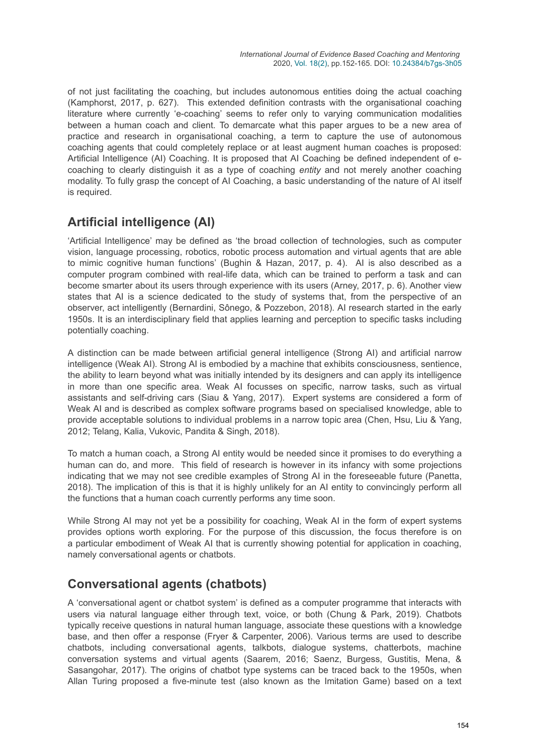of not just facilitating the coaching, but includes autonomous entities doing the actual coaching (Kamphorst, 2017, p. 627). This extended definition contrasts with the organisational coaching literature where currently 'e-coaching' seems to refer only to varying communication modalities between a human coach and client. To demarcate what this paper argues to be a new area of practice and research in organisational coaching, a term to capture the use of autonomous coaching agents that could completely replace or at least augment human coaches is proposed: Artificial Intelligence (AI) Coaching. It is proposed that AI Coaching be defined independent of e-coaching to clearly distinguish it as a type of coaching *entity* and not merely another coaching modality. To fully grasp the concept of AI Coaching, a basic understanding of the nature of AI itself is required.

## Artificial intelligence (AI)

'Artificial Intelligence' may be defined as 'the broad collection of technologies, such as computer vision, language processing, robotics, robotic process automation and virtual agents that are able to mimic cognitive human functions' (Bughin & Hazan, 2017, p. 4). AI is also described as a computer program combined with real-life data, which can be trained to perform a task and can become smarter about its users through experience with its users (Arney, 2017, p. 6). Another view states that AI is a science dedicated to the study of systems that, from the perspective of an observer, act intelligently (Bernardini, Sônego, & Pozzebon, 2018). AI research started in the early 1950s. It is an interdisciplinary field that applies learning and perception to specific tasks including potentially coaching.

A distinction can be made between artificial general intelligence (Strong AI) and artificial narrow intelligence (Weak AI). Strong AI is embodied by a machine that exhibits consciousness, sentience, the ability to learn beyond what was initially intended by its designers and can apply its intelligence in more than one specific area. Weak AI focusses on specific, narrow tasks, such as virtual assistants and self-driving cars (Siau & Yang, 2017). Expert systems are considered a form of Weak AI and is described as complex software programs based on specialised knowledge, able to provide acceptable solutions to individual problems in a narrow topic area (Chen, Hsu, Liu & Yang, 2012; Telang, Kalia, Vukovic, Pandita & Singh, 2018).

To match a human coach, a Strong AI entity would be needed since it promises to do everything a human can do, and more. This field of research is however in its infancy with some projections indicating that we may not see credible examples of Strong AI in the foreseeable future (Panetta, 2018). The implication of this is that it is highly unlikely for an AI entity to convincingly perform all the functions that a human coach currently performs any time soon.

While Strong AI may not yet be a possibility for coaching, Weak AI in the form of expert systems provides options worth exploring. For the purpose of this discussion, the focus therefore is on a particular embodiment of Weak AI that is currently showing potential for application in coaching, namely conversational agents or chatbots.

## Conversational agents (chatbots)

A 'conversational agent or chatbot system' is defined as a computer programme that interacts with users via natural language either through text, voice, or both (Chung & Park, 2019). Chatbots typically receive questions in natural human language, associate these questions with a knowledge base, and then offer a response (Fryer & Carpenter, 2006). Various terms are used to describe chatbots, including conversational agents, talkbots, dialogue systems, chatterbots, machine conversation systems and virtual agents (Saarem, 2016; Saenz, Burgess, Gustitis, Mena, & Sasangohar, 2017). The origins of chatbot type systems can be traced back to the 1950s, when Allan Turing proposed a five-minute test (also known as the Imitation Game) based on a text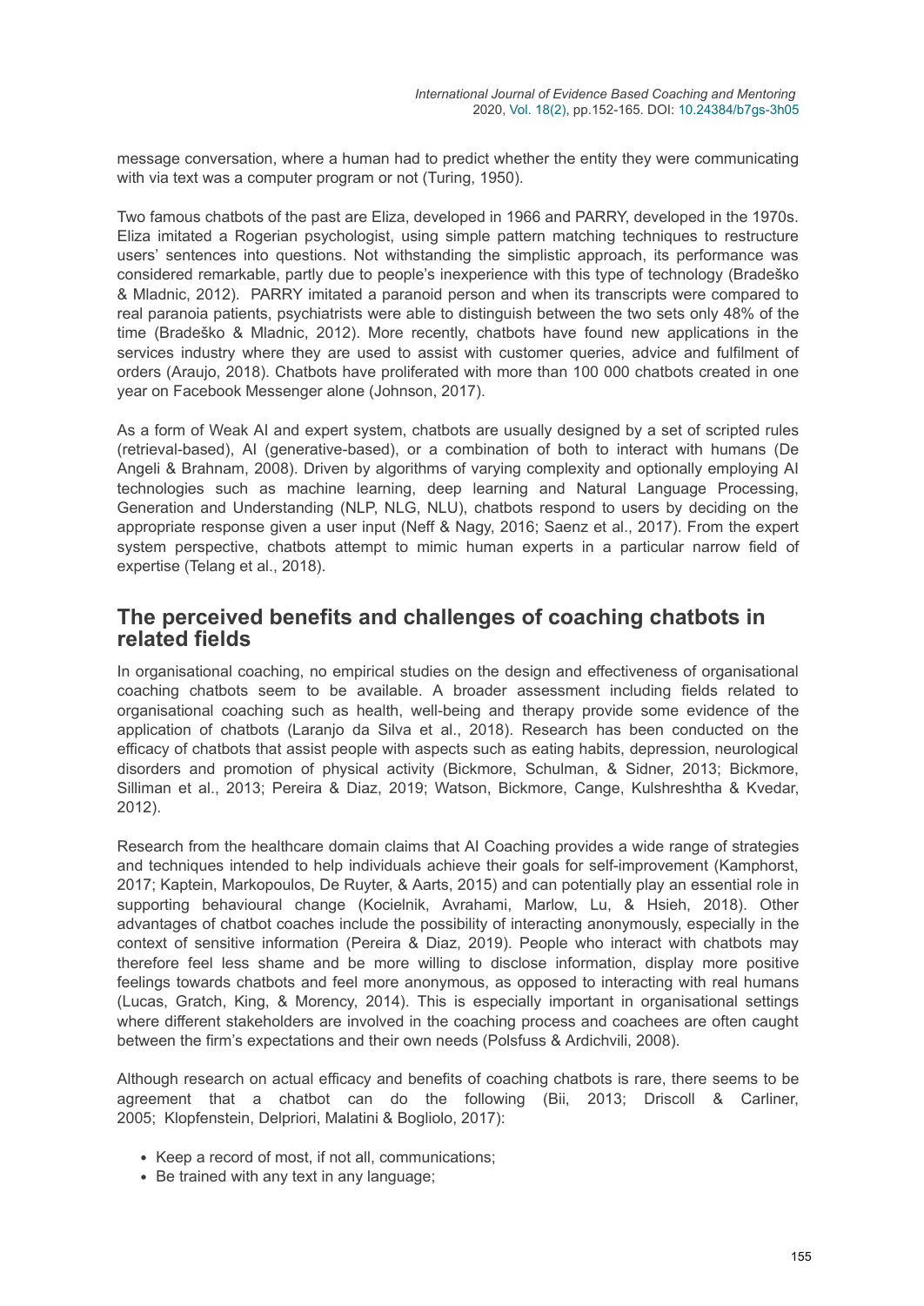message conversation, where a human had to predict whether the entity they were communicating with via text was a computer program or not (Turing, 1950).

Two famous chatbots of the past are Eliza, developed in 1966 and PARRY, developed in the 1970s. Eliza imitated a Rogerian psychologist, using simple pattern matching techniques to restructure users' sentences into questions. Not withstanding the simplistic approach, its performance was considered remarkable, partly due to people's inexperience with this type of technology (Bradeško & Mladnic, 2012). PARRY imitated a paranoid person and when its transcripts were compared to real paranoia patients, psychiatrists were able to distinguish between the two sets only 48% of the time (Bradeško & Mladnic, 2012). More recently, chatbots have found new applications in the services industry where they are used to assist with customer queries, advice and fulfilment of orders (Araujo, 2018). Chatbots have proliferated with more than 100 000 chatbots created in one year on Facebook Messenger alone (Johnson, 2017).

As a form of Weak AI and expert system, chatbots are usually designed by a set of scripted rules (retrieval-based), AI (generative-based), or a combination of both to interact with humans (De Angeli & Brahnam, 2008). Driven by algorithms of varying complexity and optionally employing AI technologies such as machine learning, deep learning and Natural Language Processing, Generation and Understanding (NLP, NLG, NLU), chatbots respond to users by deciding on the appropriate response given a user input (Neff & Nagy, 2016; Saenz et al., 2017). From the expert system perspective, chatbots attempt to mimic human experts in a particular narrow field of expertise (Telang et al., 2018).

## The perceived benefits and challenges of coaching chatbots in related fields

In organisational coaching, no empirical studies on the design and effectiveness of organisational coaching chatbots seem to be available. A broader assessment including fields related to organisational coaching such as health, well-being and therapy provide some evidence of the application of chatbots (Laranjo da Silva et al., 2018). Research has been conducted on the efficacy of chatbots that assist people with aspects such as eating habits, depression, neurological disorders and promotion of physical activity (Bickmore, Schulman, & Sidner, 2013; Bickmore, Silliman et al., 2013; Pereira & Diaz, 2019; Watson, Bickmore, Cange, Kulshreshtha & Kvedar, 2012).

Research from the healthcare domain claims that AI Coaching provides a wide range of strategies and techniques intended to help individuals achieve their goals for self-improvement (Kamphorst, 2017; Kaptein, Markopoulos, De Ruyter, & Aarts, 2015) and can potentially play an essential role in supporting behavioural change (Kocielnik, Avrahami, Marlow, Lu, & Hsieh, 2018). Other advantages of chatbot coaches include the possibility of interacting anonymously, especially in the context of sensitive information (Pereira & Diaz, 2019). People who interact with chatbots may therefore feel less shame and be more willing to disclose information, display more positive feelings towards chatbots and feel more anonymous, as opposed to interacting with real humans (Lucas, Gratch, King, & Morency, 2014). This is especially important in organisational settings where different stakeholders are involved in the coaching process and coachees are often caught between the firm's expectations and their own needs (Polsfuss & Ardichvili, 2008).

Although research on actual efficacy and benefits of coaching chatbots is rare, there seems to be agreement that a chatbot can do the following (Bii, 2013; Driscoll & Carliner, 2005; Klopfenstein, Delpriori, Malatini & Bogliolo, 2017):

- Keep a record of most, if not all, communications;
- Be trained with any text in any language;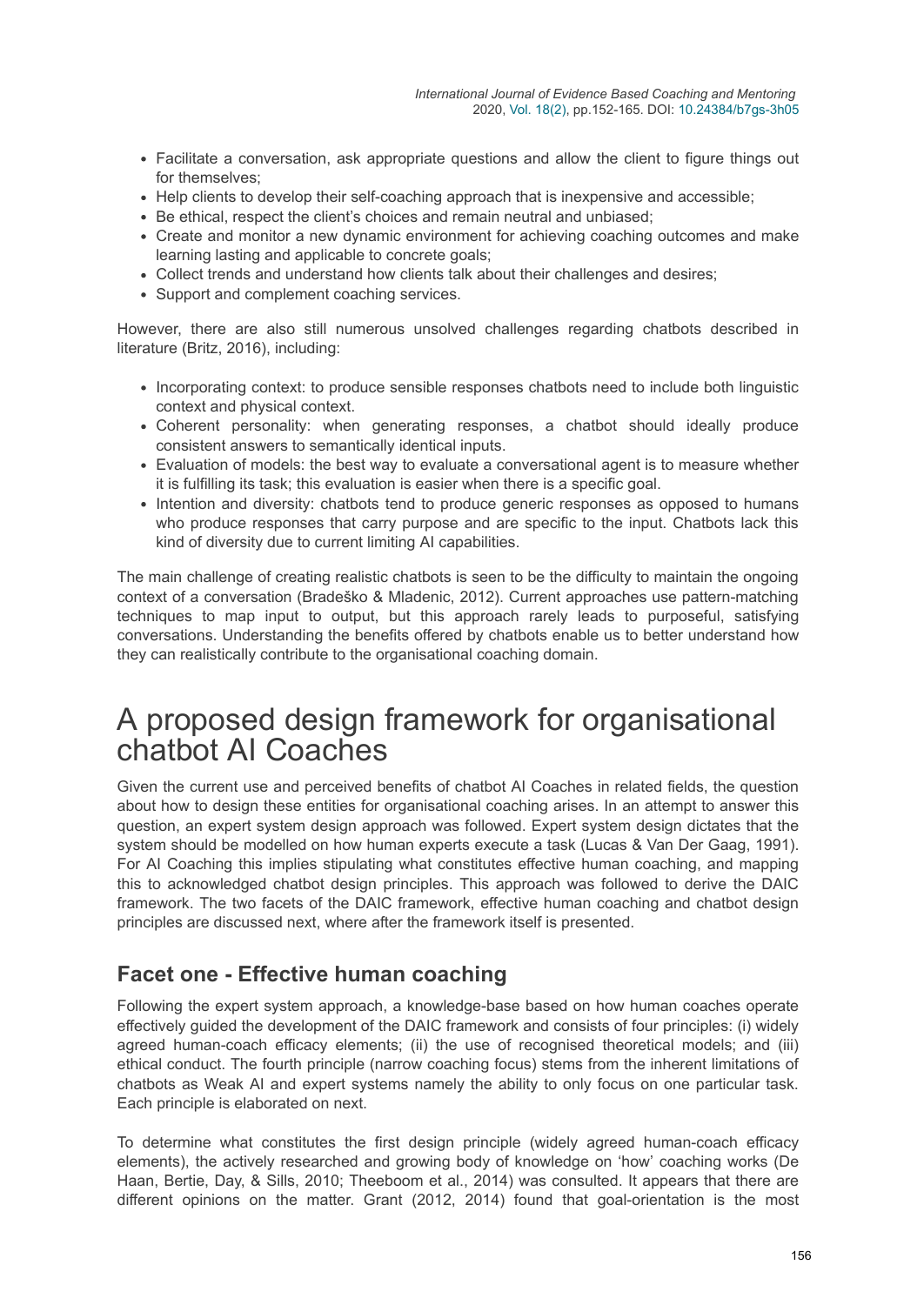- Facilitate a conversation, ask appropriate questions and allow the client to figure things out for themselves;
- Help clients to develop their self-coaching approach that is inexpensive and accessible;
- Be ethical, respect the client's choices and remain neutral and unbiased;
- Create and monitor a new dynamic environment for achieving coaching outcomes and make learning lasting and applicable to concrete goals;
- Collect trends and understand how clients talk about their challenges and desires;
- Support and complement coaching services.

However, there are also still numerous unsolved challenges regarding chatbots described in literature (Britz, 2016), including:

- Incorporating context: to produce sensible responses chatbots need to include both linguistic context and physical context.
- Coherent personality: when generating responses, a chatbot should ideally produce consistent answers to semantically identical inputs.
- Evaluation of models: the best way to evaluate a conversational agent is to measure whether it is fulfilling its task; this evaluation is easier when there is a specific goal.
- Intention and diversity: chatbots tend to produce generic responses as opposed to humans who produce responses that carry purpose and are specific to the input. Chatbots lack this kind of diversity due to current limiting AI capabilities.

The main challenge of creating realistic chatbots is seen to be the difficulty to maintain the ongoing context of a conversation (Bradeško & Mladenic, 2012). Current approaches use pattern-matching techniques to map input to output, but this approach rarely leads to purposeful, satisfying conversations. Understanding the benefits offered by chatbots enable us to better understand how they can realistically contribute to the organisational coaching domain.

# A proposed design framework for organisational chatbot AI Coaches

Given the current use and perceived benefits of chatbot AI Coaches in related fields, the question about how to design these entities for organisational coaching arises. In an attempt to answer this question, an expert system design approach was followed. Expert system design dictates that the system should be modelled on how human experts execute a task (Lucas & Van Der Gaag, 1991). For AI Coaching this implies stipulating what constitutes effective human coaching, and mapping this to acknowledged chatbot design principles. This approach was followed to derive the DAIC framework. The two facets of the DAIC framework, effective human coaching and chatbot design principles are discussed next, where after the framework itself is presented.

## Facet one - Effective human coaching

Following the expert system approach, a knowledge-base based on how human coaches operate effectively guided the development of the DAIC framework and consists of four principles: (i) widely agreed human-coach efficacy elements; (ii) the use of recognised theoretical models; and (iii) ethical conduct. The fourth principle (narrow coaching focus) stems from the inherent limitations of chatbots as Weak AI and expert systems namely the ability to only focus on one particular task. Each principle is elaborated on next.

To determine what constitutes the first design principle (widely agreed human-coach efficacy elements), the actively researched and growing body of knowledge on 'how' coaching works (De Haan, Bertie, Day, & Sills, 2010; Theeboom et al., 2014) was consulted. It appears that there are different opinions on the matter. Grant (2012, 2014) found that goal-orientation is the most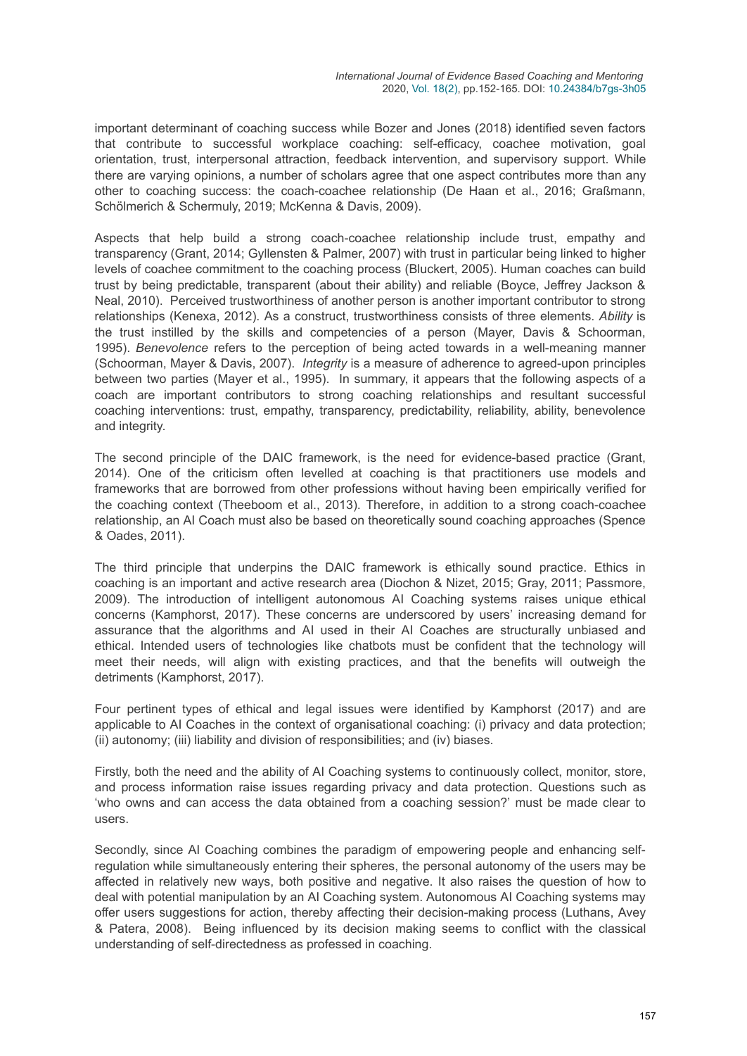important determinant of coaching success while Bozer and Jones (2018) identified seven factors that contribute to successful workplace coaching: self-efficacy, coachee motivation, goal orientation, trust, interpersonal attraction, feedback intervention, and supervisory support. While there are varying opinions, a number of scholars agree that one aspect contributes more than any other to coaching success: the coach-coachee relationship (De Haan et al., 2016; Graßmann, Schölmerich & Schermuly, 2019; McKenna & Davis, 2009).

Aspects that help build a strong coach-coachee relationship include trust, empathy and transparency (Grant, 2014; Gyllensten & Palmer, 2007) with trust in particular being linked to higher levels of coachee commitment to the coaching process (Bluckert, 2005). Human coaches can build trust by being predictable, transparent (about their ability) and reliable (Boyce, Jeffrey Jackson & Neal, 2010). Perceived trustworthiness of another person is another important contributor to strong relationships (Kenexa, 2012). As a construct, trustworthiness consists of three elements. *Ability* is the trust instilled by the skills and competencies of a person (Mayer, Davis & Schoorman, 1995). *Benevolence* refers to the perception of being acted towards in a well-meaning manner (Schoorman, Mayer & Davis, 2007). *Integrity* is a measure of adherence to agreed-upon principles between two parties (Mayer et al., 1995). In summary, it appears that the following aspects of a coach are important contributors to strong coaching relationships and resultant successful coaching interventions: trust, empathy, transparency, predictability, reliability, ability, benevolence and integrity.

The second principle of the DAIC framework, is the need for evidence-based practice (Grant, 2014). One of the criticism often levelled at coaching is that practitioners use models and frameworks that are borrowed from other professions without having been empirically verified for the coaching context (Theeboom et al., 2013). Therefore, in addition to a strong coach-coachee relationship, an AI Coach must also be based on theoretically sound coaching approaches (Spence & Oades, 2011).

The third principle that underpins the DAIC framework is ethically sound practice. Ethics in coaching is an important and active research area (Diochon & Nizet, 2015; Gray, 2011; Passmore, 2009). The introduction of intelligent autonomous AI Coaching systems raises unique ethical concerns (Kamphorst, 2017). These concerns are underscored by users' increasing demand for assurance that the algorithms and AI used in their AI Coaches are structurally unbiased and ethical. Intended users of technologies like chatbots must be confident that the technology will meet their needs, will align with existing practices, and that the benefits will outweigh the detriments (Kamphorst, 2017).

Four pertinent types of ethical and legal issues were identified by Kamphorst (2017) and are applicable to AI Coaches in the context of organisational coaching: (i) privacy and data protection; (ii) autonomy; (iii) liability and division of responsibilities; and (iv) biases.

Firstly, both the need and the ability of AI Coaching systems to continuously collect, monitor, store, and process information raise issues regarding privacy and data protection. Questions such as 'who owns and can access the data obtained from a coaching session?' must be made clear to users.

Secondly, since AI Coaching combines the paradigm of empowering people and enhancing self-regulation while simultaneously entering their spheres, the personal autonomy of the users may be affected in relatively new ways, both positive and negative. It also raises the question of how to deal with potential manipulation by an AI Coaching system. Autonomous AI Coaching systems may offer users suggestions for action, thereby affecting their decision-making process (Luthans, Avey & Patera, 2008). Being influenced by its decision making seems to conflict with the classical understanding of self-directedness as professed in coaching.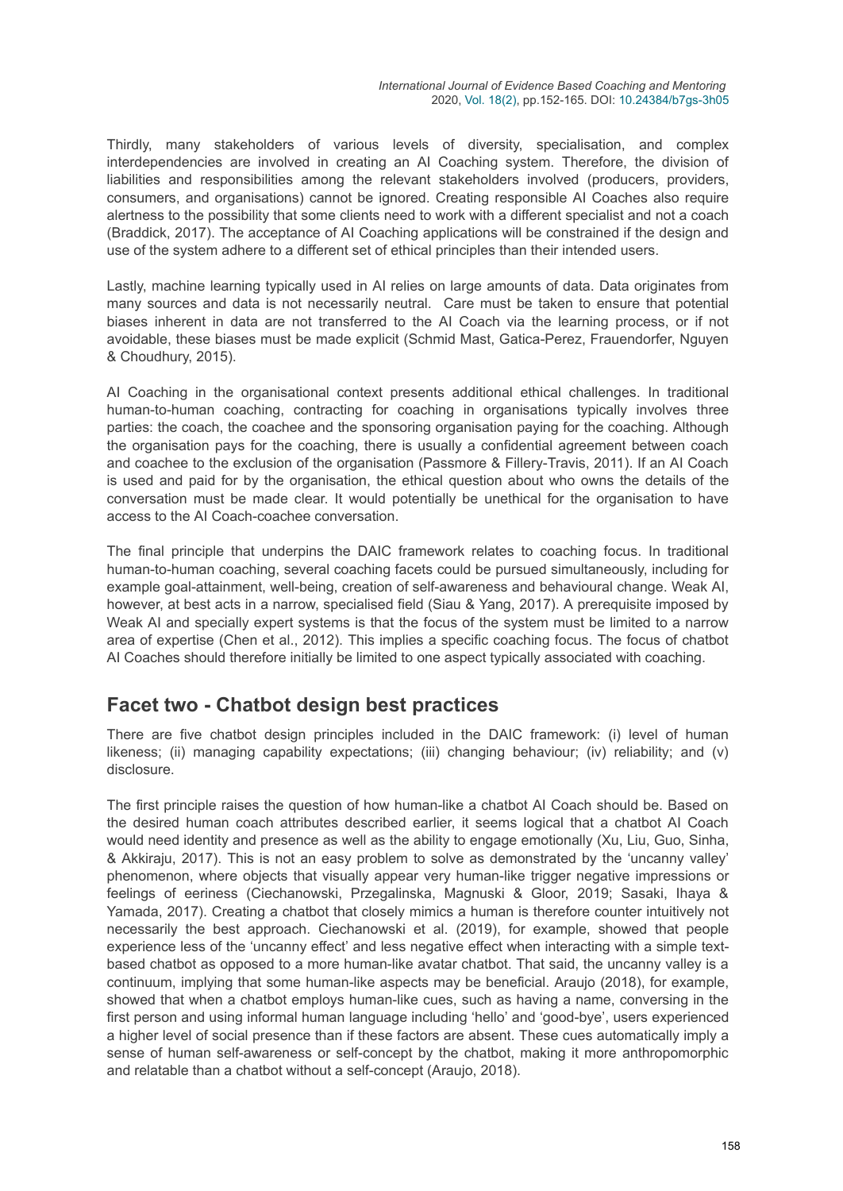Thirdly, many stakeholders of various levels of diversity, specialisation, and complex interdependencies are involved in creating an AI Coaching system. Therefore, the division of liabilities and responsibilities among the relevant stakeholders involved (producers, providers, consumers, and organisations) cannot be ignored. Creating responsible AI Coaches also require alertness to the possibility that some clients need to work with a different specialist and not a coach (Braddick, 2017). The acceptance of AI Coaching applications will be constrained if the design and use of the system adhere to a different set of ethical principles than their intended users.

Lastly, machine learning typically used in AI relies on large amounts of data. Data originates from many sources and data is not necessarily neutral. Care must be taken to ensure that potential biases inherent in data are not transferred to the AI Coach via the learning process, or if not avoidable, these biases must be made explicit (Schmid Mast, Gatica-Perez, Frauendorfer, Nguyen & Choudhury, 2015).

AI Coaching in the organisational context presents additional ethical challenges. In traditional human-to-human coaching, contracting for coaching in organisations typically involves three parties: the coach, the coachee and the sponsoring organisation paying for the coaching. Although the organisation pays for the coaching, there is usually a confidential agreement between coach and coachee to the exclusion of the organisation (Passmore & Fillery-Travis, 2011). If an AI Coach is used and paid for by the organisation, the ethical question about who owns the details of the conversation must be made clear. It would potentially be unethical for the organisation to have access to the AI Coach-coachee conversation.

The final principle that underpins the DAIC framework relates to coaching focus. In traditional human-to-human coaching, several coaching facets could be pursued simultaneously, including for example goal-attainment, well-being, creation of self-awareness and behavioural change. Weak AI, however, at best acts in a narrow, specialised field (Siau & Yang, 2017). A prerequisite imposed by Weak AI and specially expert systems is that the focus of the system must be limited to a narrow area of expertise (Chen et al., 2012). This implies a specific coaching focus. The focus of chatbot AI Coaches should therefore initially be limited to one aspect typically associated with coaching.

## Facet two - Chatbot design best practices

There are five chatbot design principles included in the DAIC framework: (i) level of human likeness; (ii) managing capability expectations; (iii) changing behaviour; (iv) reliability; and (v) disclosure.

The first principle raises the question of how human-like a chatbot AI Coach should be. Based on the desired human coach attributes described earlier, it seems logical that a chatbot AI Coach would need identity and presence as well as the ability to engage emotionally (Xu, Liu, Guo, Sinha, & Akkiraju, 2017). This is not an easy problem to solve as demonstrated by the 'uncanny valley' phenomenon, where objects that visually appear very human-like trigger negative impressions or feelings of eeriness (Ciechanowski, Przegalinska, Magnuski & Gloor, 2019; Sasaki, Ihaya & Yamada, 2017). Creating a chatbot that closely mimics a human is therefore counter intuitively not necessarily the best approach. Ciechanowski et al. (2019), for example, showed that people experience less of the 'uncanny effect' and less negative effect when interacting with a simple text-based chatbot as opposed to a more human-like avatar chatbot. That said, the uncanny valley is a continuum, implying that some human-like aspects may be beneficial. Araujo (2018), for example, showed that when a chatbot employs human-like cues, such as having a name, conversing in the first person and using informal human language including 'hello' and 'good-bye', users experienced a higher level of social presence than if these factors are absent. These cues automatically imply a sense of human self-awareness or self-concept by the chatbot, making it more anthropomorphic and relatable than a chatbot without a self-concept (Araujo, 2018).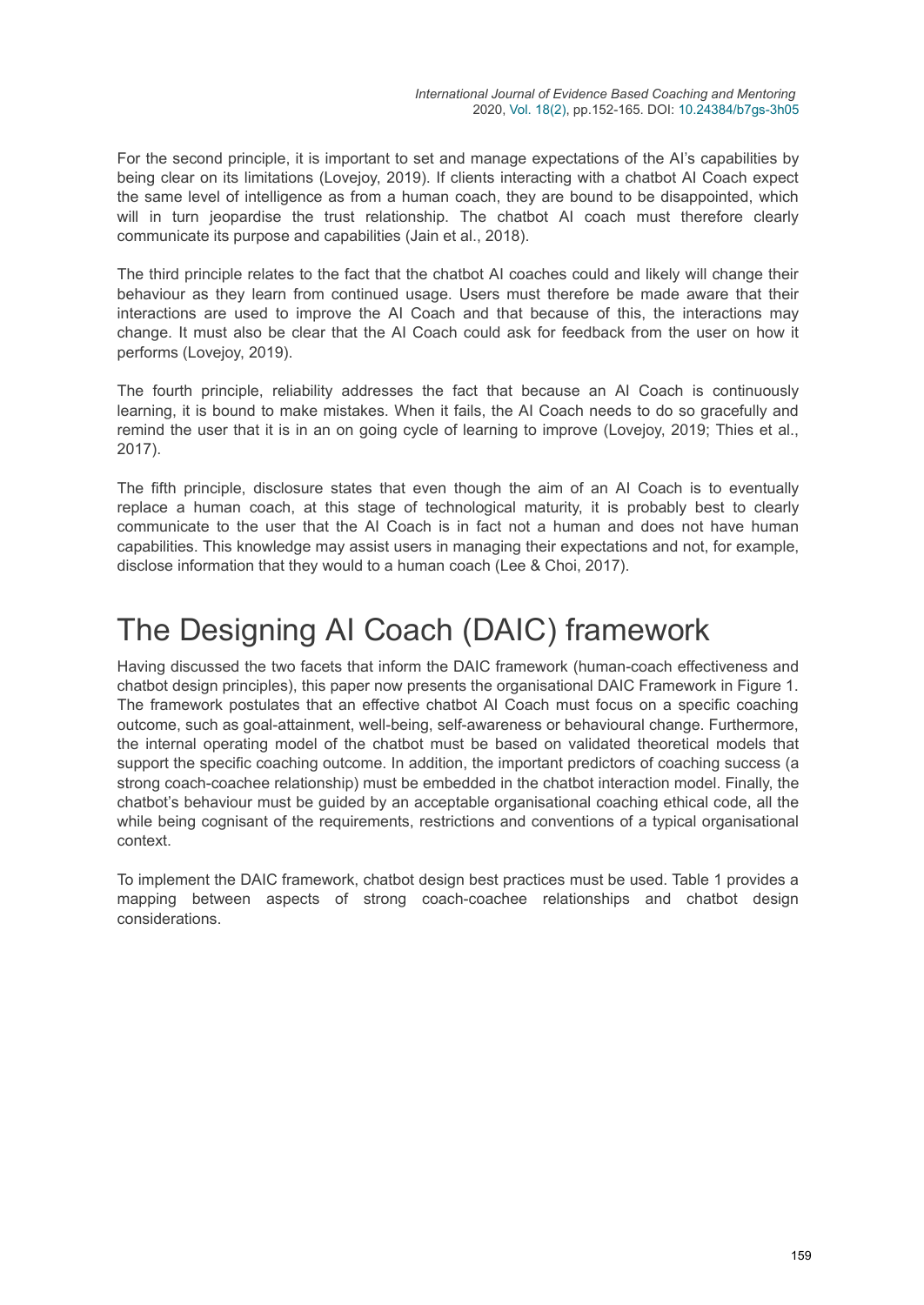For the second principle, it is important to set and manage expectations of the AI's capabilities by being clear on its limitations (Lovejoy, 2019). If clients interacting with a chatbot AI Coach expect the same level of intelligence as from a human coach, they are bound to be disappointed, which will in turn jeopardise the trust relationship. The chatbot AI coach must therefore clearly communicate its purpose and capabilities (Jain et al., 2018).

The third principle relates to the fact that the chatbot AI coaches could and likely will change their behaviour as they learn from continued usage. Users must therefore be made aware that their interactions are used to improve the AI Coach and that because of this, the interactions may change. It must also be clear that the AI Coach could ask for feedback from the user on how it performs (Lovejoy, 2019).

The fourth principle, reliability addresses the fact that because an AI Coach is continuously learning, it is bound to make mistakes. When it fails, the AI Coach needs to do so gracefully and remind the user that it is in an on going cycle of learning to improve (Lovejoy, 2019; Thies et al., 2017).

The fifth principle, disclosure states that even though the aim of an AI Coach is to eventually replace a human coach, at this stage of technological maturity, it is probably best to clearly communicate to the user that the AI Coach is in fact not a human and does not have human capabilities. This knowledge may assist users in managing their expectations and not, for example, disclose information that they would to a human coach (Lee & Choi, 2017).

# The Designing AI Coach (DAIC) framework

Having discussed the two facets that inform the DAIC framework (human-coach effectiveness and chatbot design principles), this paper now presents the organisational DAIC Framework in Figure 1. The framework postulates that an effective chatbot AI Coach must focus on a specific coaching outcome, such as goal-attainment, well-being, self-awareness or behavioural change. Furthermore, the internal operating model of the chatbot must be based on validated theoretical models that support the specific coaching outcome. In addition, the important predictors of coaching success (a strong coach-coachee relationship) must be embedded in the chatbot interaction model. Finally, the chatbot's behaviour must be guided by an acceptable organisational coaching ethical code, all the while being cognisant of the requirements, restrictions and conventions of a typical organisational context.

To implement the DAIC framework, chatbot design best practices must be used. Table 1 provides a mapping between aspects of strong coach-coachee relationships and chatbot design considerations.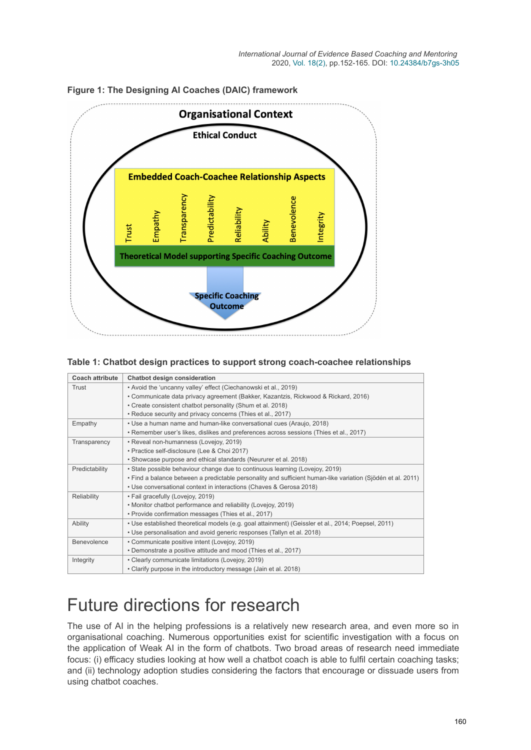**Figure 1: The Designing AI Coaches (DAIC) framework**

Organisational Context

Ethical Conduct

Embedded Coach-Coachee Relationship Aspects

Trust, Empathy, Transparency, Predictability, Reliability, Ability, Benevolence, Integrity

Theoretical Model supporting Specific Coaching Outcome

Specific Coaching Outcome

**Table 1: Chatbot design practices to support strong coach-coachee relationships**

| Coach attribute | Chatbot design consideration |
| --- | --- |
| Trust | • Avoid the 'uncanny valley' effect (Ciechanowski et al., 2019)<br>• Communicate data privacy agreement (Bakker, Kazantzis, Rickwood & Rickard, 2016)<br>• Create consistent chatbot personality (Shum et al. 2018)<br>• Reduce security and privacy concerns (Thies et al., 2017) |
| Empathy | • Use a human name and human-like conversational cues (Araujo, 2018)<br>• Remember user's likes, dislikes and preferences across sessions (Thies et al., 2017) |
| Transparency | • Reveal non-humanness (Lovejoy, 2019)<br>• Practice self-disclosure (Lee & Choi 2017)<br>• Showcase purpose and ethical standards (Neururer et al. 2018) |
| Predictability | • State possible behaviour change due to continuous learning (Lovejoy, 2019)<br>• Find a balance between a predictable personality and sufficient human-like variation (Sjödén et al. 2011)<br>• Use conversational context in interactions (Chaves & Gerosa 2018) |
| Reliability | • Fail gracefully (Lovejoy, 2019)<br>• Monitor chatbot performance and reliability (Lovejoy, 2019)<br>• Provide confirmation messages (Thies et al., 2017) |
| Ability | • Use established theoretical models (e.g. goal attainment) (Geissler et al., 2014; Poepsel, 2011)<br>• Use personalisation and avoid generic responses (Tallyn et al. 2018) |
| Benevolence | • Communicate positive intent (Lovejoy, 2019)<br>• Demonstrate a positive attitude and mood (Thies et al., 2017) |
| Integrity | • Clearly communicate limitations (Lovejoy, 2019)<br>• Clarify purpose in the introductory message (Jain et al. 2018) |

# Future directions for research

The use of AI in the helping professions is a relatively new research area, and even more so in organisational coaching. Numerous opportunities exist for scientific investigation with a focus on the application of Weak AI in the form of chatbots. Two broad areas of research need immediate focus: (i) efficacy studies looking at how well a chatbot coach is able to fulfil certain coaching tasks; and (ii) technology adoption studies considering the factors that encourage or dissuade users from using chatbot coaches.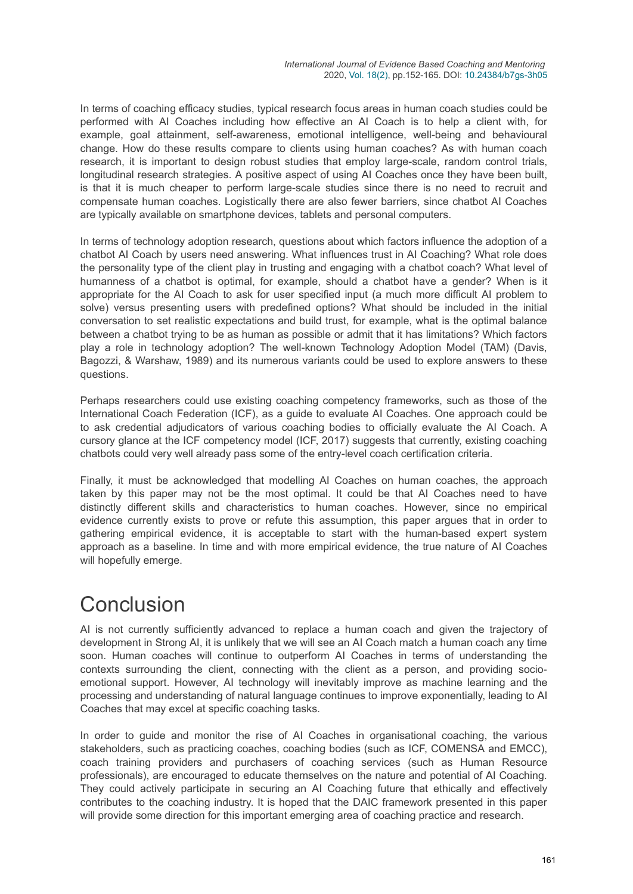In terms of coaching efficacy studies, typical research focus areas in human coach studies could be performed with AI Coaches including how effective an AI Coach is to help a client with, for example, goal attainment, self-awareness, emotional intelligence, well-being and behavioural change. How do these results compare to clients using human coaches? As with human coach research, it is important to design robust studies that employ large-scale, random control trials, longitudinal research strategies. A positive aspect of using AI Coaches once they have been built, is that it is much cheaper to perform large-scale studies since there is no need to recruit and compensate human coaches. Logistically there are also fewer barriers, since chatbot AI Coaches are typically available on smartphone devices, tablets and personal computers.

In terms of technology adoption research, questions about which factors influence the adoption of a chatbot AI Coach by users need answering. What influences trust in AI Coaching? What role does the personality type of the client play in trusting and engaging with a chatbot coach? What level of humanness of a chatbot is optimal, for example, should a chatbot have a gender? When is it appropriate for the AI Coach to ask for user specified input (a much more difficult AI problem to solve) versus presenting users with predefined options? What should be included in the initial conversation to set realistic expectations and build trust, for example, what is the optimal balance between a chatbot trying to be as human as possible or admit that it has limitations? Which factors play a role in technology adoption? The well-known Technology Adoption Model (TAM) (Davis, Bagozzi, & Warshaw, 1989) and its numerous variants could be used to explore answers to these questions.

Perhaps researchers could use existing coaching competency frameworks, such as those of the International Coach Federation (ICF), as a guide to evaluate AI Coaches. One approach could be to ask credential adjudicators of various coaching bodies to officially evaluate the AI Coach. A cursory glance at the ICF competency model (ICF, 2017) suggests that currently, existing coaching chatbots could very well already pass some of the entry-level coach certification criteria.

Finally, it must be acknowledged that modelling AI Coaches on human coaches, the approach taken by this paper may not be the most optimal. It could be that AI Coaches need to have distinctly different skills and characteristics to human coaches. However, since no empirical evidence currently exists to prove or refute this assumption, this paper argues that in order to gathering empirical evidence, it is acceptable to start with the human-based expert system approach as a baseline. In time and with more empirical evidence, the true nature of AI Coaches will hopefully emerge.

# Conclusion

AI is not currently sufficiently advanced to replace a human coach and given the trajectory of development in Strong AI, it is unlikely that we will see an AI Coach match a human coach any time soon. Human coaches will continue to outperform AI Coaches in terms of understanding the contexts surrounding the client, connecting with the client as a person, and providing socio-emotional support. However, AI technology will inevitably improve as machine learning and the processing and understanding of natural language continues to improve exponentially, leading to AI Coaches that may excel at specific coaching tasks.

In order to guide and monitor the rise of AI Coaches in organisational coaching, the various stakeholders, such as practicing coaches, coaching bodies (such as ICF, COMENSA and EMCC), coach training providers and purchasers of coaching services (such as Human Resource professionals), are encouraged to educate themselves on the nature and potential of AI Coaching. They could actively participate in securing an AI Coaching future that ethically and effectively contributes to the coaching industry. It is hoped that the DAIC framework presented in this paper will provide some direction for this important emerging area of coaching practice and research.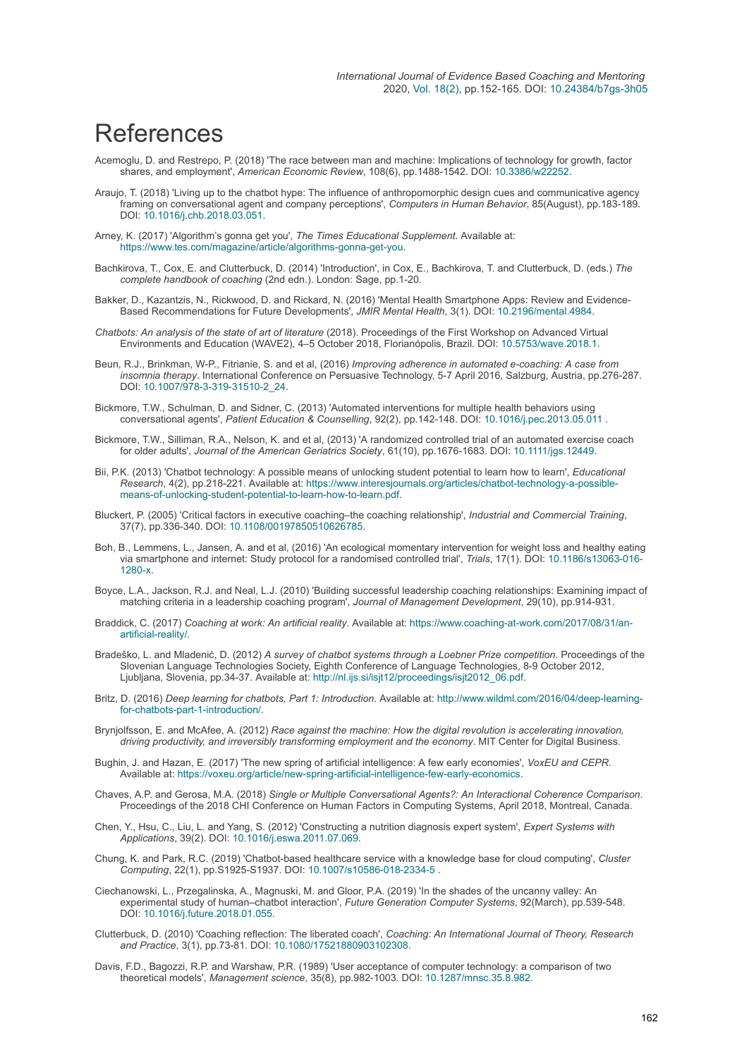# References

Acemoglu, D. and Restrepo, P. (2018) 'The race between man and machine: Implications of technology for growth, factor shares, and employment', *American Economic Review*, 108(6), pp.1488-1542. DOI: 10.3386/w22252.

Araujo, T. (2018) 'Living up to the chatbot hype: The influence of anthropomorphic design cues and communicative agency framing on conversational agent and company perceptions', *Computers in Human Behavior*, 85(August), pp.183-189. DOI: 10.1016/j.chb.2018.03.051.

Arney, K. (2017) 'Algorithm's gonna get you', *The Times Educational Supplement*. Available at: https://www.tes.com/magazine/article/algorithms-gonna-get-you.

Bachkirova, T., Cox, E. and Clutterbuck, D. (2014) 'Introduction', in Cox, E., Bachkirova, T. and Clutterbuck, D. (eds.) *The complete handbook of coaching* (2nd edn.). London: Sage, pp.1-20.

Bakker, D., Kazantzis, N., Rickwood, D. and Rickard, N. (2016) 'Mental Health Smartphone Apps: Review and Evidence-Based Recommendations for Future Developments', *JMIR Mental Health*, 3(1). DOI: 10.2196/mental.4984.

*Chatbots: An analysis of the state of art of literature* (2018). Proceedings of the First Workshop on Advanced Virtual Environments and Education (WAVE2), 4–5 October 2018, Florianópolis, Brazil. DOI: 10.5753/wave.2018.1.

Beun, R.J., Brinkman, W-P., Fitrianie, S. and et al, (2016) *Improving adherence in automated e-coaching: A case from insomnia therapy*. International Conference on Persuasive Technology, 5-7 April 2016, Salzburg, Austria, pp.276-287. DOI: 10.1007/978-3-319-31510-2_24.

Bickmore, T.W., Schulman, D. and Sidner, C. (2013) 'Automated interventions for multiple health behaviors using conversational agents', *Patient Education & Counselling*, 92(2), pp.142-148. DOI: 10.1016/j.pec.2013.05.011 .

Bickmore, T.W., Silliman, R.A., Nelson, K. and et al, (2013) 'A randomized controlled trial of an automated exercise coach for older adults', *Journal of the American Geriatrics Society*, 61(10), pp.1676-1683. DOI: 10.1111/jgs.12449.

Bii, P.K. (2013) 'Chatbot technology: A possible means of unlocking student potential to learn how to learn', *Educational Research*, 4(2), pp.218-221. Available at: https://www.interesjournals.org/articles/chatbot-technology-a-possible-means-of-unlocking-student-potential-to-learn-how-to-learn.pdf.

Bluckert, P. (2005) 'Critical factors in executive coaching–the coaching relationship', *Industrial and Commercial Training*, 37(7), pp.336-340. DOI: 10.1108/00197850510626785.

Boh, B., Lemmens, L., Jansen, A. and et al, (2016) 'An ecological momentary intervention for weight loss and healthy eating via smartphone and internet: Study protocol for a randomised controlled trial', *Trials*, 17(1). DOI: 10.1186/s13063-016-1280-x.

Boyce, L.A., Jackson, R.J. and Neal, L.J. (2010) 'Building successful leadership coaching relationships: Examining impact of matching criteria in a leadership coaching program', *Journal of Management Development*, 29(10), pp.914-931.

Braddick, C. (2017) *Coaching at work: An artificial reality*. Available at: https://www.coaching-at-work.com/2017/08/31/an-artificial-reality/.

Bradeško, L. and Mladenić, D. (2012) *A survey of chatbot systems through a Loebner Prize competition*. Proceedings of the Slovenian Language Technologies Society, Eighth Conference of Language Technologies, 8-9 October 2012, Ljubljana, Slovenia, pp.34-37. Available at: http://nl.ijs.si/isjt12/proceedings/isjt2012_06.pdf.

Britz, D. (2016) *Deep learning for chatbots, Part 1: Introduction*. Available at: http://www.wildml.com/2016/04/deep-learning-for-chatbots-part-1-introduction/.

Brynjolfsson, E. and McAfee, A. (2012) *Race against the machine: How the digital revolution is accelerating innovation, driving productivity, and irreversibly transforming employment and the economy*. MIT Center for Digital Business.

Bughin, J. and Hazan, E. (2017) 'The new spring of artificial intelligence: A few early economies', *VoxEU and CEPR*. Available at: https://voxeu.org/article/new-spring-artificial-intelligence-few-early-economics.

Chaves, A.P. and Gerosa, M.A. (2018) *Single or Multiple Conversational Agents?: An Interactional Coherence Comparison*. Proceedings of the 2018 CHI Conference on Human Factors in Computing Systems, April 2018, Montreal, Canada.

Chen, Y., Hsu, C., Liu, L. and Yang, S. (2012) 'Constructing a nutrition diagnosis expert system', *Expert Systems with Applications*, 39(2). DOI: 10.1016/j.eswa.2011.07.069.

Chung, K. and Park, R.C. (2019) 'Chatbot-based healthcare service with a knowledge base for cloud computing', *Cluster Computing*, 22(1), pp.S1925-S1937. DOI: 10.1007/s10586-018-2334-5 .

Ciechanowski, L., Przegalinska, A., Magnuski, M. and Gloor, P.A. (2019) 'In the shades of the uncanny valley: An experimental study of human–chatbot interaction', *Future Generation Computer Systems*, 92(March), pp.539-548. DOI: 10.1016/j.future.2018.01.055.

Clutterbuck, D. (2010) 'Coaching reflection: The liberated coach', *Coaching: An International Journal of Theory, Research and Practice*, 3(1), pp.73-81. DOI: 10.1080/17521880903102308.

Davis, F.D., Bagozzi, R.P. and Warshaw, P.R. (1989) 'User acceptance of computer technology: a comparison of two theoretical models', *Management science*, 35(8), pp.982-1003. DOI: 10.1287/mnsc.35.8.982.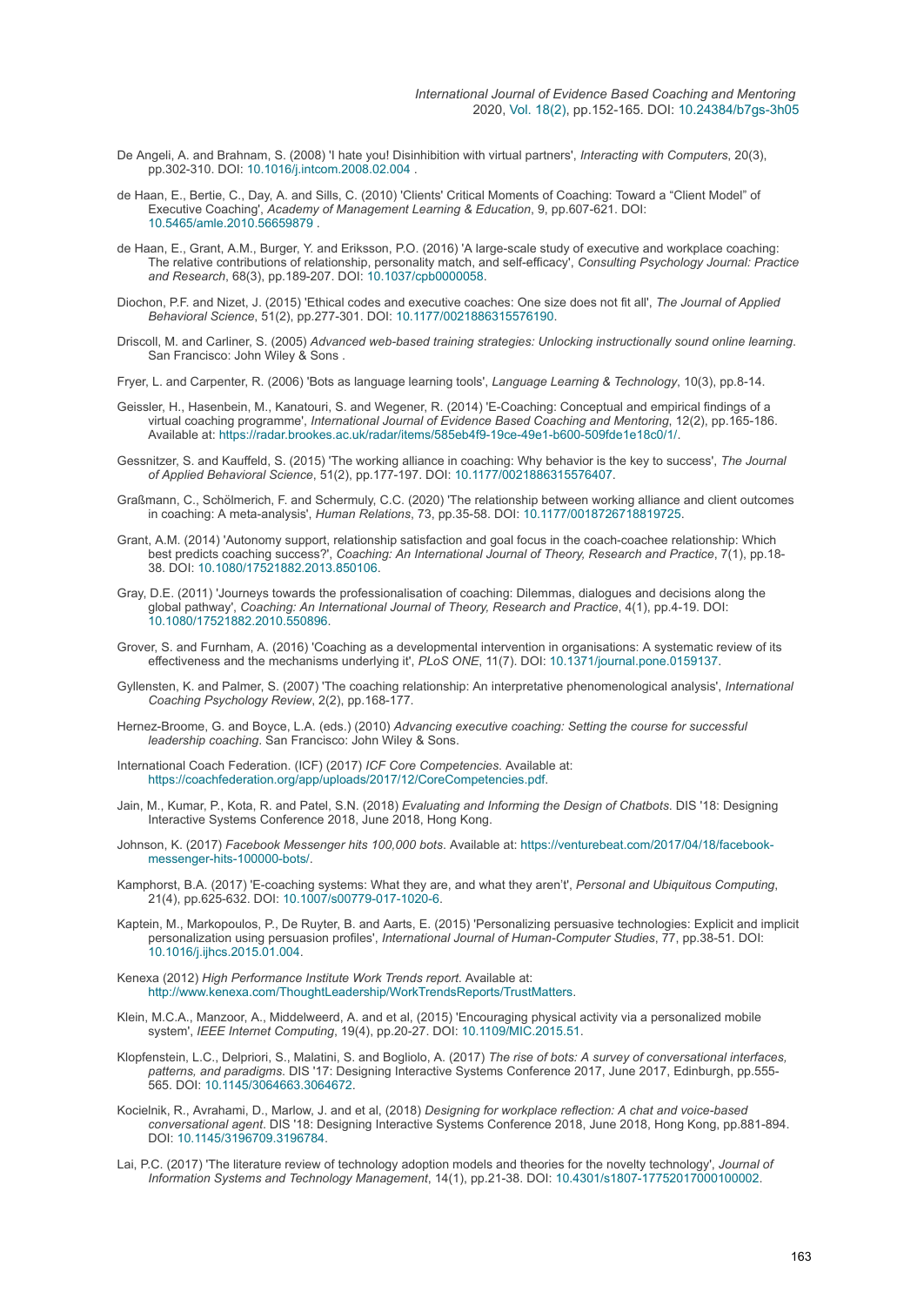De Angeli, A. and Brahnam, S. (2008) 'I hate you! Disinhibition with virtual partners', *Interacting with Computers*, 20(3), pp.302-310. DOI: 10.1016/j.intcom.2008.02.004 .

de Haan, E., Bertie, C., Day, A. and Sills, C. (2010) 'Clients' Critical Moments of Coaching: Toward a "Client Model" of Executive Coaching', *Academy of Management Learning & Education*, 9, pp.607-621. DOI: 10.5465/amle.2010.56659879 .

de Haan, E., Grant, A.M., Burger, Y. and Eriksson, P.O. (2016) 'A large-scale study of executive and workplace coaching: The relative contributions of relationship, personality match, and self-efficacy', *Consulting Psychology Journal: Practice and Research*, 68(3), pp.189-207. DOI: 10.1037/cpb0000058.

Diochon, P.F. and Nizet, J. (2015) 'Ethical codes and executive coaches: One size does not fit all', *The Journal of Applied Behavioral Science*, 51(2), pp.277-301. DOI: 10.1177/0021886315576190.

Driscoll, M. and Carliner, S. (2005) *Advanced web-based training strategies: Unlocking instructionally sound online learning*. San Francisco: John Wiley & Sons .

Fryer, L. and Carpenter, R. (2006) 'Bots as language learning tools', *Language Learning & Technology*, 10(3), pp.8-14.

Geissler, H., Hasenbein, M., Kanatouri, S. and Wegener, R. (2014) 'E-Coaching: Conceptual and empirical findings of a virtual coaching programme', *International Journal of Evidence Based Coaching and Mentoring*, 12(2), pp.165-186. Available at: https://radar.brookes.ac.uk/radar/items/585eb4f9-19ce-49e1-b600-509fde1e18c0/1/.

Gessnitzer, S. and Kauffeld, S. (2015) 'The working alliance in coaching: Why behavior is the key to success', *The Journal of Applied Behavioral Science*, 51(2), pp.177-197. DOI: 10.1177/0021886315576407.

Graßmann, C., Schölmerich, F. and Schermuly, C.C. (2020) 'The relationship between working alliance and client outcomes in coaching: A meta-analysis', *Human Relations*, 73, pp.35-58. DOI: 10.1177/0018726718819725.

Grant, A.M. (2014) 'Autonomy support, relationship satisfaction and goal focus in the coach-coachee relationship: Which best predicts coaching success?', *Coaching: An International Journal of Theory, Research and Practice*, 7(1), pp.18-38. DOI: 10.1080/17521882.2013.850106.

Gray, D.E. (2011) 'Journeys towards the professionalisation of coaching: Dilemmas, dialogues and decisions along the global pathway', *Coaching: An International Journal of Theory, Research and Practice*, 4(1), pp.4-19. DOI: 10.1080/17521882.2010.550896.

Grover, S. and Furnham, A. (2016) 'Coaching as a developmental intervention in organisations: A systematic review of its effectiveness and the mechanisms underlying it', *PLoS ONE*, 11(7). DOI: 10.1371/journal.pone.0159137.

Gyllensten, K. and Palmer, S. (2007) 'The coaching relationship: An interpretative phenomenological analysis', *International Coaching Psychology Review*, 2(2), pp.168-177.

Hernez-Broome, G. and Boyce, L.A. (eds.) (2010) *Advancing executive coaching: Setting the course for successful leadership coaching*. San Francisco: John Wiley & Sons.

International Coach Federation. (ICF) (2017) *ICF Core Competencies*. Available at: https://coachfederation.org/app/uploads/2017/12/CoreCompetencies.pdf.

Jain, M., Kumar, P., Kota, R. and Patel, S.N. (2018) *Evaluating and Informing the Design of Chatbots*. DIS '18: Designing Interactive Systems Conference 2018, June 2018, Hong Kong.

Johnson, K. (2017) *Facebook Messenger hits 100,000 bots*. Available at: https://venturebeat.com/2017/04/18/facebook-messenger-hits-100000-bots/.

Kamphorst, B.A. (2017) 'E-coaching systems: What they are, and what they aren't', *Personal and Ubiquitous Computing*, 21(4), pp.625-632. DOI: 10.1007/s00779-017-1020-6.

Kaptein, M., Markopoulos, P., De Ruyter, B. and Aarts, E. (2015) 'Personalizing persuasive technologies: Explicit and implicit personalization using persuasion profiles', *International Journal of Human-Computer Studies*, 77, pp.38-51. DOI: 10.1016/j.ijhcs.2015.01.004.

Kenexa (2012) *High Performance Institute Work Trends report*. Available at: http://www.kenexa.com/ThoughtLeadership/WorkTrendsReports/TrustMatters.

Klein, M.C.A., Manzoor, A., Middelweerd, A. and et al, (2015) 'Encouraging physical activity via a personalized mobile system', *IEEE Internet Computing*, 19(4), pp.20-27. DOI: 10.1109/MIC.2015.51.

Klopfenstein, L.C., Delpriori, S., Malatini, S. and Bogliolo, A. (2017) *The rise of bots: A survey of conversational interfaces, patterns, and paradigms*. DIS '17: Designing Interactive Systems Conference 2017, June 2017, Edinburgh, pp.555-565. DOI: 10.1145/3064663.3064672.

Kocielnik, R., Avrahami, D., Marlow, J. and et al, (2018) *Designing for workplace reflection: A chat and voice-based conversational agent*. DIS '18: Designing Interactive Systems Conference 2018, June 2018, Hong Kong, pp.881-894. DOI: 10.1145/3196709.3196784.

Lai, P.C. (2017) 'The literature review of technology adoption models and theories for the novelty technology', *Journal of Information Systems and Technology Management*, 14(1), pp.21-38. DOI: 10.4301/s1807-17752017000100002.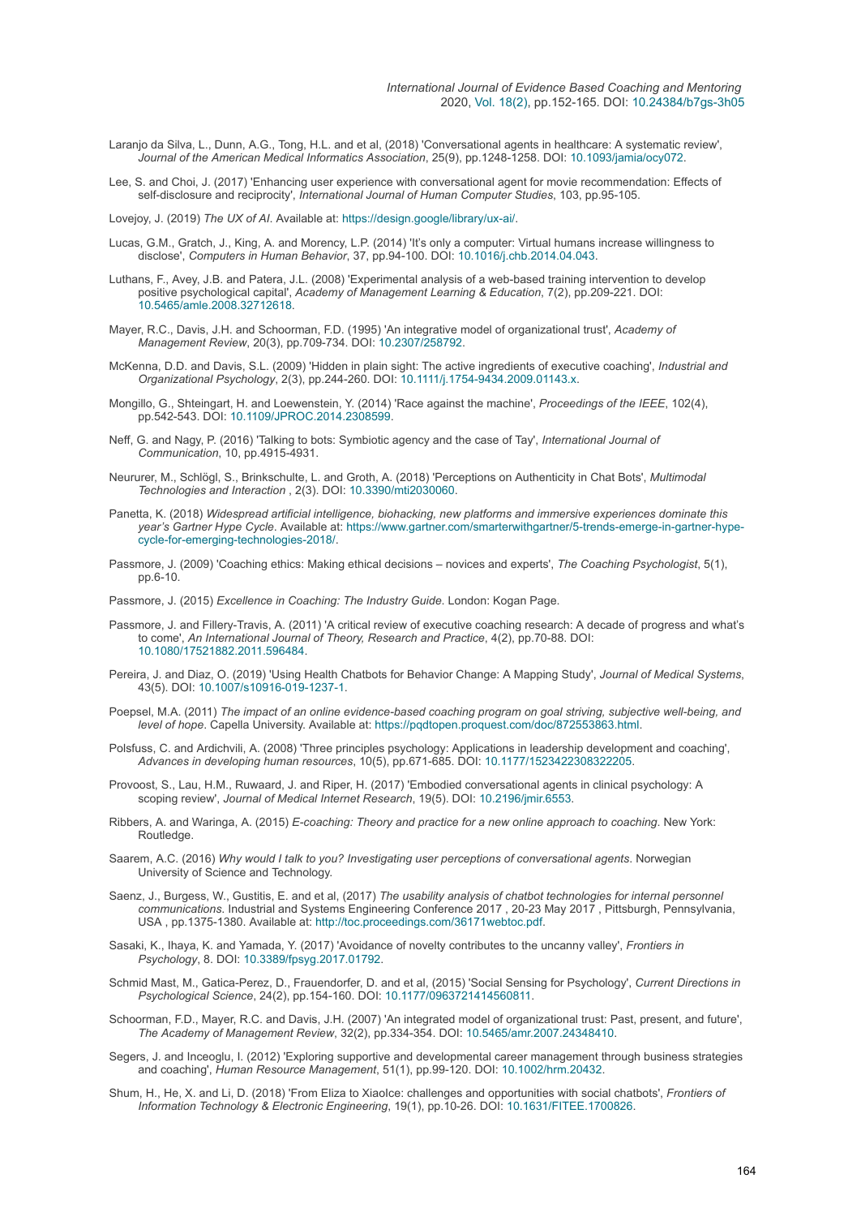Laranjo da Silva, L., Dunn, A.G., Tong, H.L. and et al, (2018) 'Conversational agents in healthcare: A systematic review', *Journal of the American Medical Informatics Association*, 25(9), pp.1248-1258. DOI: 10.1093/jamia/ocy072.

Lee, S. and Choi, J. (2017) 'Enhancing user experience with conversational agent for movie recommendation: Effects of self-disclosure and reciprocity', *International Journal of Human Computer Studies*, 103, pp.95-105.

Lovejoy, J. (2019) *The UX of AI*. Available at: https://design.google/library/ux-ai/.

Lucas, G.M., Gratch, J., King, A. and Morency, L.P. (2014) 'It's only a computer: Virtual humans increase willingness to disclose', *Computers in Human Behavior*, 37, pp.94-100. DOI: 10.1016/j.chb.2014.04.043.

Luthans, F., Avey, J.B. and Patera, J.L. (2008) 'Experimental analysis of a web-based training intervention to develop positive psychological capital', *Academy of Management Learning & Education*, 7(2), pp.209-221. DOI: 10.5465/amle.2008.32712618.

Mayer, R.C., Davis, J.H. and Schoorman, F.D. (1995) 'An integrative model of organizational trust', *Academy of Management Review*, 20(3), pp.709-734. DOI: 10.2307/258792.

McKenna, D.D. and Davis, S.L. (2009) 'Hidden in plain sight: The active ingredients of executive coaching', *Industrial and Organizational Psychology*, 2(3), pp.244-260. DOI: 10.1111/j.1754-9434.2009.01143.x.

Mongillo, G., Shteingart, H. and Loewenstein, Y. (2014) 'Race against the machine', *Proceedings of the IEEE*, 102(4), pp.542-543. DOI: 10.1109/JPROC.2014.2308599.

Neff, G. and Nagy, P. (2016) 'Talking to bots: Symbiotic agency and the case of Tay', *International Journal of Communication*, 10, pp.4915-4931.

Neururer, M., Schlögl, S., Brinkschulte, L. and Groth, A. (2018) 'Perceptions on Authenticity in Chat Bots', *Multimodal Technologies and Interaction* , 2(3). DOI: 10.3390/mti2030060.

Panetta, K. (2018) *Widespread artificial intelligence, biohacking, new platforms and immersive experiences dominate this year's Gartner Hype Cycle*. Available at: https://www.gartner.com/smarterwithgartner/5-trends-emerge-in-gartner-hype-cycle-for-emerging-technologies-2018/.

Passmore, J. (2009) 'Coaching ethics: Making ethical decisions – novices and experts', *The Coaching Psychologist*, 5(1), pp.6-10.

Passmore, J. (2015) *Excellence in Coaching: The Industry Guide*. London: Kogan Page.

Passmore, J. and Fillery-Travis, A. (2011) 'A critical review of executive coaching research: A decade of progress and what's to come', *An International Journal of Theory, Research and Practice*, 4(2), pp.70-88. DOI: 10.1080/17521882.2011.596484.

Pereira, J. and Diaz, O. (2019) 'Using Health Chatbots for Behavior Change: A Mapping Study', *Journal of Medical Systems*, 43(5). DOI: 10.1007/s10916-019-1237-1.

Poepsel, M.A. (2011) *The impact of an online evidence-based coaching program on goal striving, subjective well-being, and level of hope*. Capella University. Available at: https://pqdtopen.proquest.com/doc/872553863.html.

Polsfuss, C. and Ardichvili, A. (2008) 'Three principles psychology: Applications in leadership development and coaching', *Advances in developing human resources*, 10(5), pp.671-685. DOI: 10.1177/1523422308322205.

Provoost, S., Lau, H.M., Ruwaard, J. and Riper, H. (2017) 'Embodied conversational agents in clinical psychology: A scoping review', *Journal of Medical Internet Research*, 19(5). DOI: 10.2196/jmir.6553.

Ribbers, A. and Waringa, A. (2015) *E-coaching: Theory and practice for a new online approach to coaching*. New York: Routledge.

Saarem, A.C. (2016) *Why would I talk to you? Investigating user perceptions of conversational agents*. Norwegian University of Science and Technology.

Saenz, J., Burgess, W., Gustitis, E. and et al, (2017) *The usability analysis of chatbot technologies for internal personnel communications*. Industrial and Systems Engineering Conference 2017 , 20-23 May 2017 , Pittsburgh, Pennsylvania, USA , pp.1375-1380. Available at: http://toc.proceedings.com/36171webtoc.pdf.

Sasaki, K., Ihaya, K. and Yamada, Y. (2017) 'Avoidance of novelty contributes to the uncanny valley', *Frontiers in Psychology*, 8. DOI: 10.3389/fpsyg.2017.01792.

Schmid Mast, M., Gatica-Perez, D., Frauendorfer, D. and et al, (2015) 'Social Sensing for Psychology', *Current Directions in Psychological Science*, 24(2), pp.154-160. DOI: 10.1177/0963721414560811.

Schoorman, F.D., Mayer, R.C. and Davis, J.H. (2007) 'An integrated model of organizational trust: Past, present, and future', *The Academy of Management Review*, 32(2), pp.334-354. DOI: 10.5465/amr.2007.24348410.

Segers, J. and Inceoglu, I. (2012) 'Exploring supportive and developmental career management through business strategies and coaching', *Human Resource Management*, 51(1), pp.99-120. DOI: 10.1002/hrm.20432.

Shum, H., He, X. and Li, D. (2018) 'From Eliza to XiaoIce: challenges and opportunities with social chatbots', *Frontiers of Information Technology & Electronic Engineering*, 19(1), pp.10-26. DOI: 10.1631/FITEE.1700826.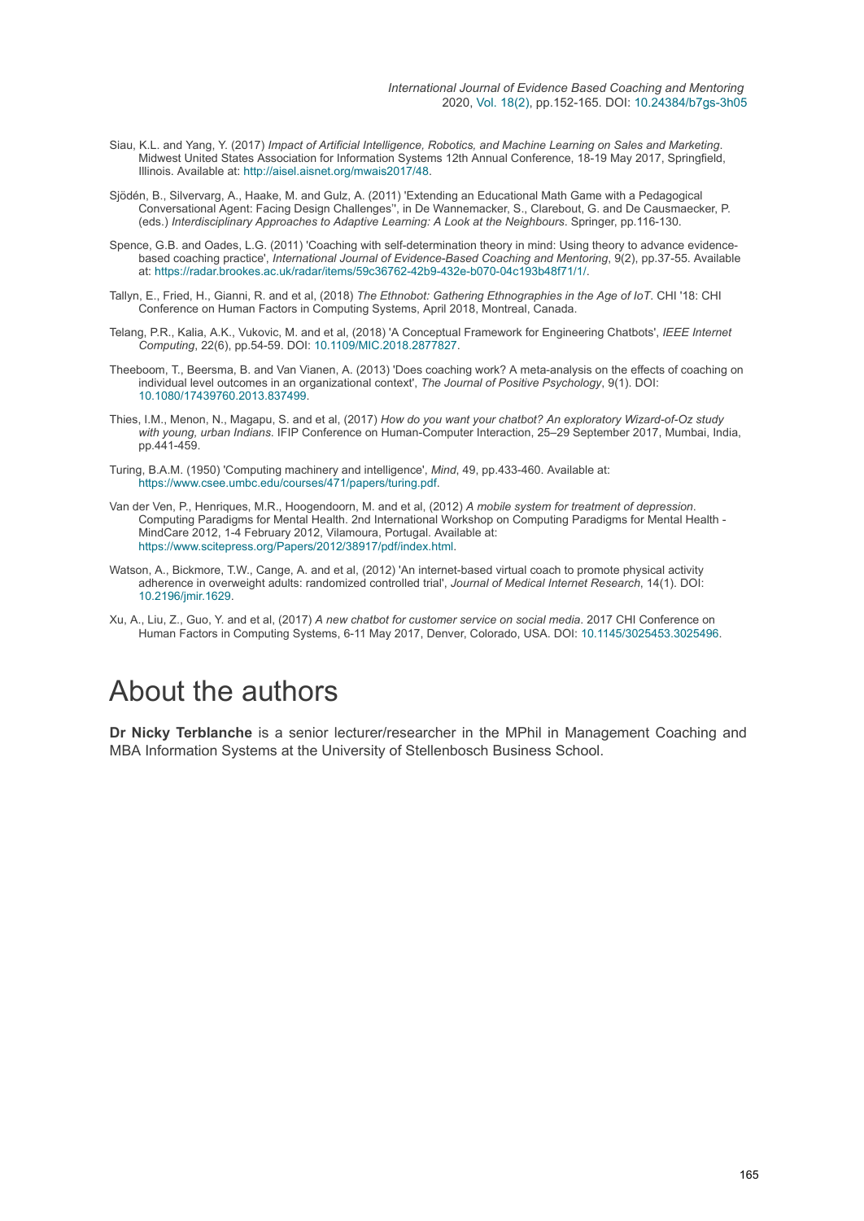Siau, K.L. and Yang, Y. (2017) *Impact of Artificial Intelligence, Robotics, and Machine Learning on Sales and Marketing*. Midwest United States Association for Information Systems 12th Annual Conference, 18-19 May 2017, Springfield, Illinois. Available at: http://aisel.aisnet.org/mwais2017/48.

Sjödén, B., Silvervarg, A., Haake, M. and Gulz, A. (2011) 'Extending an Educational Math Game with a Pedagogical Conversational Agent: Facing Design Challenges'', in De Wannemacker, S., Clarebout, G. and De Causmaecker, P. (eds.) *Interdisciplinary Approaches to Adaptive Learning: A Look at the Neighbours*. Springer, pp.116-130.

Spence, G.B. and Oades, L.G. (2011) 'Coaching with self-determination theory in mind: Using theory to advance evidence-based coaching practice', *International Journal of Evidence-Based Coaching and Mentoring*, 9(2), pp.37-55. Available at: https://radar.brookes.ac.uk/radar/items/59c36762-42b9-432e-b070-04c193b48f71/1/.

Tallyn, E., Fried, H., Gianni, R. and et al, (2018) *The Ethnobot: Gathering Ethnographies in the Age of IoT*. CHI '18: CHI Conference on Human Factors in Computing Systems, April 2018, Montreal, Canada.

Telang, P.R., Kalia, A.K., Vukovic, M. and et al, (2018) 'A Conceptual Framework for Engineering Chatbots', *IEEE Internet Computing*, 22(6), pp.54-59. DOI: 10.1109/MIC.2018.2877827.

Theeboom, T., Beersma, B. and Van Vianen, A. (2013) 'Does coaching work? A meta-analysis on the effects of coaching on individual level outcomes in an organizational context', *The Journal of Positive Psychology*, 9(1). DOI: 10.1080/17439760.2013.837499.

Thies, I.M., Menon, N., Magapu, S. and et al, (2017) *How do you want your chatbot? An exploratory Wizard-of-Oz study with young, urban Indians*. IFIP Conference on Human-Computer Interaction, 25–29 September 2017, Mumbai, India, pp.441-459.

Turing, B.A.M. (1950) 'Computing machinery and intelligence', *Mind*, 49, pp.433-460. Available at: https://www.csee.umbc.edu/courses/471/papers/turing.pdf.

Van der Ven, P., Henriques, M.R., Hoogendoorn, M. and et al, (2012) *A mobile system for treatment of depression*. Computing Paradigms for Mental Health. 2nd International Workshop on Computing Paradigms for Mental Health - MindCare 2012, 1-4 February 2012, Vilamoura, Portugal. Available at: https://www.scitepress.org/Papers/2012/38917/pdf/index.html.

Watson, A., Bickmore, T.W., Cange, A. and et al, (2012) 'An internet-based virtual coach to promote physical activity adherence in overweight adults: randomized controlled trial', *Journal of Medical Internet Research*, 14(1). DOI: 10.2196/jmir.1629.

Xu, A., Liu, Z., Guo, Y. and et al, (2017) *A new chatbot for customer service on social media*. 2017 CHI Conference on Human Factors in Computing Systems, 6-11 May 2017, Denver, Colorado, USA. DOI: 10.1145/3025453.3025496.

# About the authors

**Dr Nicky Terblanche** is a senior lecturer/researcher in the MPhil in Management Coaching and MBA Information Systems at the University of Stellenbosch Business School.